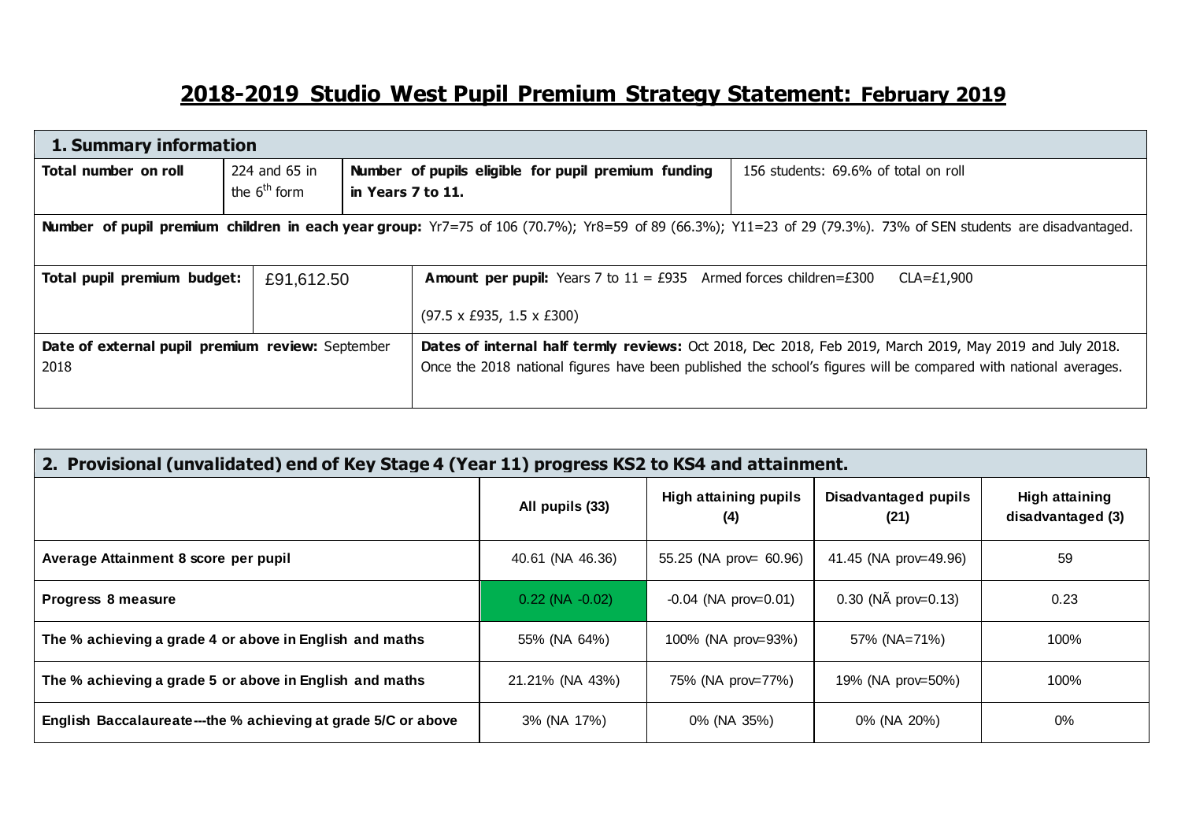# 2018-2019 Studio West Pupil Premium Strategy Statement: February 2019

| 1. Summary information | | | |
|---|---|---|---|
| **Total number on roll** | 224 and 65 in the 6th form | **Number of pupils eligible for pupil premium funding in Years 7 to 11.** | 156 students: 69.6% of total on roll |
| **Number of pupil premium children in each year group:** Yr7=75 of 106 (70.7%); Yr8=59 of 89 (66.3%); Y11=23 of 29 (79.3%). 73% of SEN students are disadvantaged. | | | |
| **Total pupil premium budget:** | £91,612.50 | **Amount per pupil:** Years 7 to 11 = £935 Armed forces children=£300 CLA=£1,900<br>(97.5 x £935, 1.5 x £300) | |
| **Date of external pupil premium review:** September 2018 | | **Dates of internal half termly reviews:** Oct 2018, Dec 2018, Feb 2019, March 2019, May 2019 and July 2018. Once the 2018 national figures have been published the school's figures will be compared with national averages. | |

| 2. Provisional (unvalidated) end of Key Stage 4 (Year 11) progress KS2 to KS4 and attainment. | All pupils (33) | High attaining pupils (4) | Disadvantaged pupils (21) | High attaining disadvantaged (3) |
|---|---|---|---|---|
| **Average Attainment 8 score per pupil** | 40.61 (NA 46.36) | 55.25 (NA prov= 60.96) | 41.45 (NA prov=49.96) | 59 |
| **Progress 8 measure** | 0.22 (NA -0.02) | -0.04 (NA prov=0.01) | 0.30 (NÃ prov=0.13) | 0.23 |
| **The % achieving a grade 4 or above in English and maths** | 55% (NA 64%) | 100% (NA prov=93%) | 57% (NA=71%) | 100% |
| **The % achieving a grade 5 or above in English and maths** | 21.21% (NA 43%) | 75% (NA prov=77%) | 19% (NA prov=50%) | 100% |
| **English Baccalaureate---the % achieving at grade 5/C or above** | 3% (NA 17%) | 0% (NA 35%) | 0% (NA 20%) | 0% |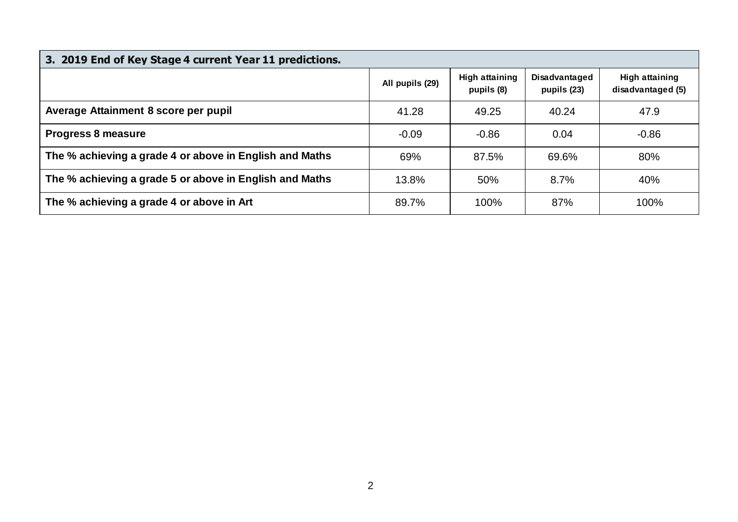| 3. 2019 End of Key Stage 4 current Year 11 predictions. | | | | |
|---|---|---|---|---|
| | All pupils (29) | High attaining pupils (8) | Disadvantaged pupils (23) | High attaining disadvantaged (5) |
| **Average Attainment 8 score per pupil** | 41.28 | 49.25 | 40.24 | 47.9 |
| **Progress 8 measure** | -0.09 | -0.86 | 0.04 | -0.86 |
| **The % achieving a grade 4 or above in English and Maths** | 69% | 87.5% | 69.6% | 80% |
| **The % achieving a grade 5 or above in English and Maths** | 13.8% | 50% | 8.7% | 40% |
| **The % achieving a grade 4 or above in Art** | 89.7% | 100% | 87% | 100% |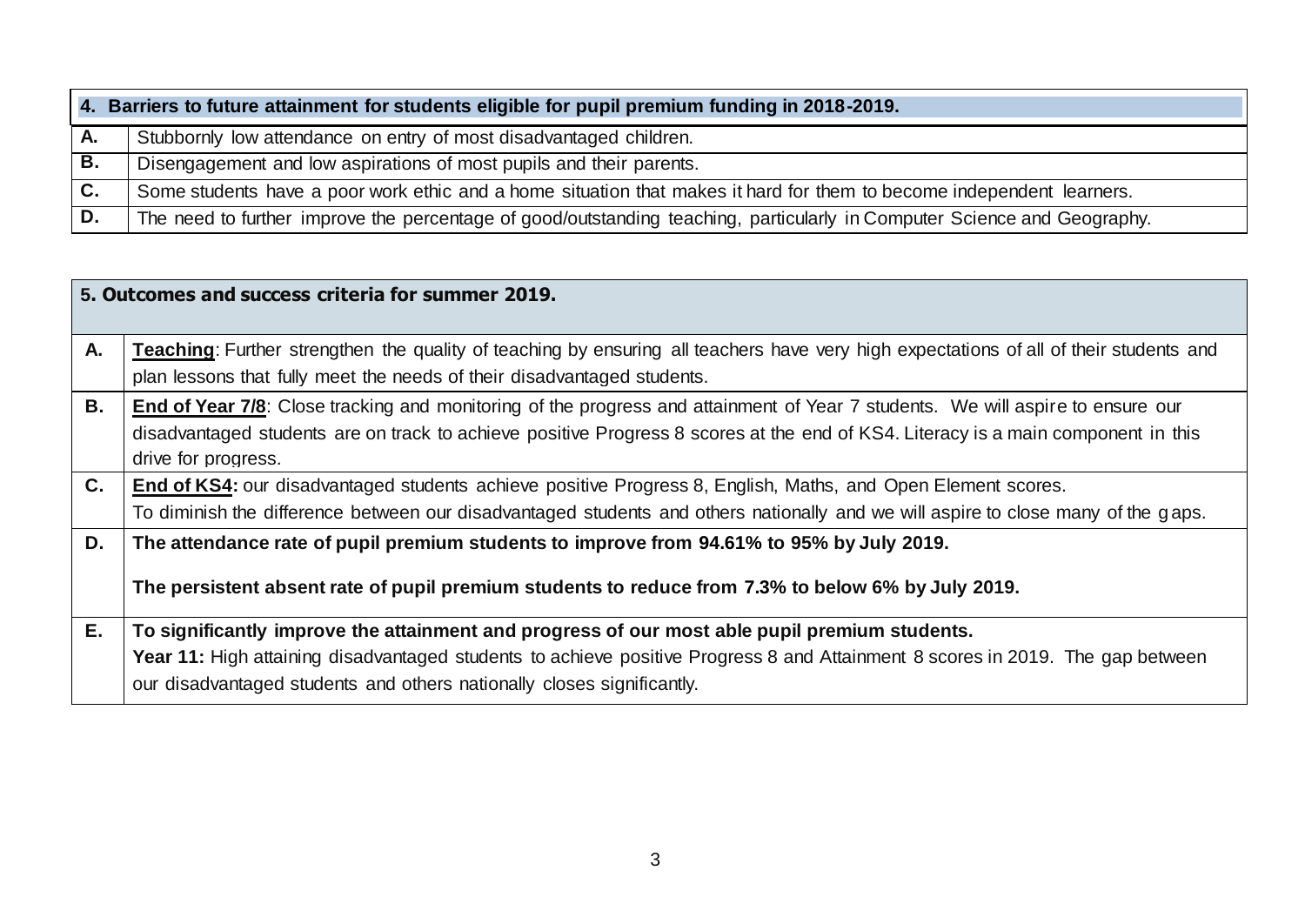| 4. Barriers to future attainment for students eligible for pupil premium funding in 2018-2019. | |
|---|---|
| **A.** | Stubbornly low attendance on entry of most disadvantaged children. |
| **B.** | Disengagement and low aspirations of most pupils and their parents. |
| **C.** | Some students have a poor work ethic and a home situation that makes it hard for them to become independent learners. |
| **D.** | The need to further improve the percentage of good/outstanding teaching, particularly in Computer Science and Geography. |

| 5. Outcomes and success criteria for summer 2019. | |
|---|---|
| **A.** | **Teaching**: Further strengthen the quality of teaching by ensuring all teachers have very high expectations of all of their students and plan lessons that fully meet the needs of their disadvantaged students. |
| **B.** | **End of Year 7/8**: Close tracking and monitoring of the progress and attainment of Year 7 students. We will aspire to ensure our disadvantaged students are on track to achieve positive Progress 8 scores at the end of KS4. Literacy is a main component in this drive for progress. |
| **C.** | **End of KS4:** our disadvantaged students achieve positive Progress 8, English, Maths, and Open Element scores.<br>To diminish the difference between our disadvantaged students and others nationally and we will aspire to close many of the gaps. |
| **D.** | **The attendance rate of pupil premium students to improve from 94.61% to 95% by July 2019.**<br>**The persistent absent rate of pupil premium students to reduce from 7.3% to below 6% by July 2019.** |
| **E.** | **To significantly improve the attainment and progress of our most able pupil premium students.**<br>**Year 11:** High attaining disadvantaged students to achieve positive Progress 8 and Attainment 8 scores in 2019. The gap between our disadvantaged students and others nationally closes significantly. |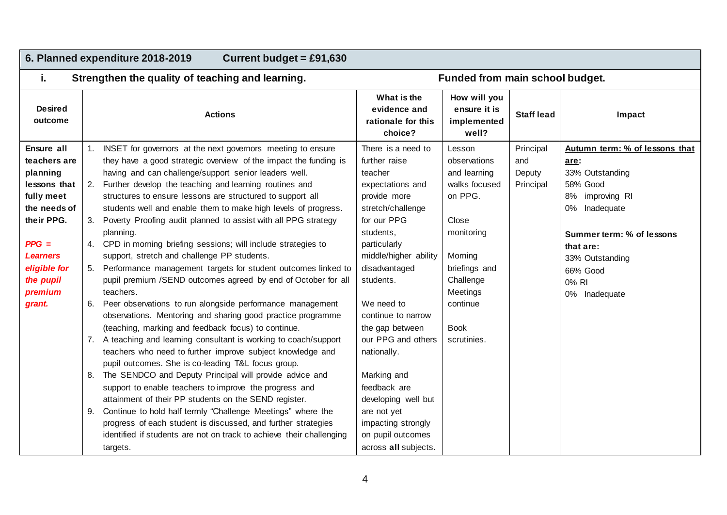## 6. Planned expenditure 2018-2019 Current budget = £91,630

### i. Strengthen the quality of teaching and learning. Funded from main school budget.

| Desired outcome | Actions | What is the evidence and rationale for this choice? | How will you ensure it is implemented well? | Staff lead | Impact |
|---|---|---|---|---|---|
| **Ensure all teachers are planning lessons that fully meet the needs of their PPG.**<br><br>***PPG = Learners eligible for the pupil premium grant.*** | 1. INSET for governors at the next governors meeting to ensure they have a good strategic overview of the impact the funding is having and can challenge/support senior leaders well.<br>2. Further develop the teaching and learning routines and structures to ensure lessons are structured to support all students well and enable them to make high levels of progress.<br>3. Poverty Proofing audit planned to assist with all PPG strategy planning.<br>4. CPD in morning briefing sessions; will include strategies to support, stretch and challenge PP students.<br>5. Performance management targets for student outcomes linked to pupil premium /SEND outcomes agreed by end of October for all teachers.<br>6. Peer observations to run alongside performance management observations. Mentoring and sharing good practice programme (teaching, marking and feedback focus) to continue.<br>7. A teaching and learning consultant is working to coach/support teachers who need to further improve subject knowledge and pupil outcomes. She is co-leading T&L focus group.<br>8. The SENDCO and Deputy Principal will provide advice and support to enable teachers to improve the progress and attainment of their PP students on the SEND register.<br>9. Continue to hold half termly "Challenge Meetings" where the progress of each student is discussed, and further strategies identified if students are not on track to achieve their challenging targets. | There is a need to further raise teacher expectations and provide more stretch/challenge for our PPG students, particularly middle/higher ability disadvantaged students.<br><br>We need to continue to narrow the gap between our PPG and others nationally.<br><br>Marking and feedback are developing well but are not yet impacting strongly on pupil outcomes across **all** subjects. | Lesson observations and learning walks focused on PPG.<br><br>Close monitoring<br><br>Morning briefings and Challenge Meetings continue<br><br>Book scrutinies. | Principal and Deputy Principal | **<u>Autumn term: % of lessons that are</u>:**<br>33% Outstanding<br>58% Good<br>8% improving RI<br>0% Inadequate<br><br>**Summer term: % of lessons that are:**<br>33% Outstanding<br>66% Good<br>0% RI<br>0% Inadequate |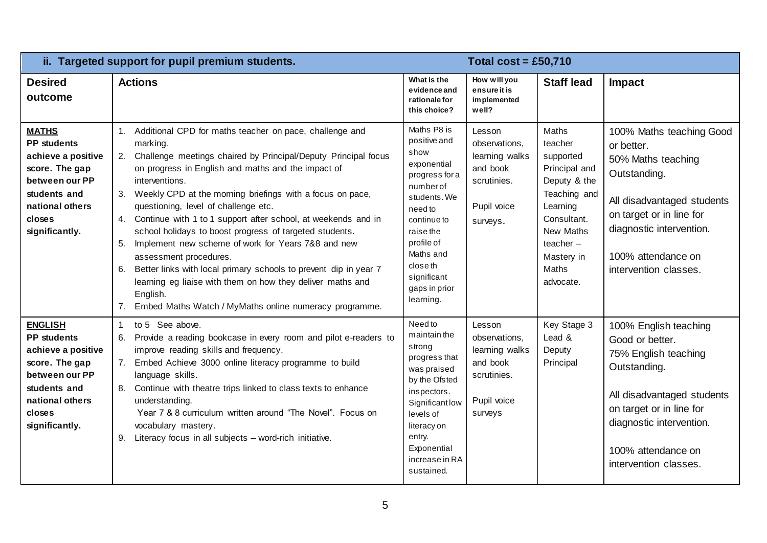| ii. Targeted support for pupil premium students. | | Total cost = £50,710 | | | |
|---|---|---|---|---|---|
| **Desired outcome** | **Actions** | **What is the evidence and rationale for this choice?** | **How will you ensure it is implemented well?** | **Staff lead** | **Impact** |
| **MATHS** **PP students achieve a positive score. The gap between our PP students and national others closes significantly.** | 1. Additional CPD for maths teacher on pace, challenge and marking. 2. Challenge meetings chaired by Principal/Deputy Principal focus on progress in English and maths and the impact of interventions. 3. Weekly CPD at the morning briefings with a focus on pace, questioning, level of challenge etc. 4. Continue with 1 to 1 support after school, at weekends and in school holidays to boost progress of targeted students. 5. Implement new scheme of work for Years 7&8 and new assessment procedures. 6. Better links with local primary schools to prevent dip in year 7 learning eg liaise with them on how they deliver maths and English. 7. Embed Maths Watch / MyMaths online numeracy programme. | Maths P8 is positive and show exponential progress for a number of students. We need to continue to raise the profile of Maths and close th significant gaps in prior learning. | Lesson observations, learning walks and book scrutinies. Pupil voice surveys. | Maths teacher supported Principal and Deputy & the Teaching and Learning Consultant. New Maths teacher – Mastery in Maths advocate. | 100% Maths teaching Good or better. 50% Maths teaching Outstanding. All disadvantaged students on target or in line for diagnostic intervention. 100% attendance on intervention classes. |
| **ENGLISH** **PP students achieve a positive score. The gap between our PP students and national others closes significantly.** | 1 to 5 See above. 6. Provide a reading bookcase in every room and pilot e-readers to improve reading skills and frequency. 7. Embed Achieve 3000 online literacy programme to build language skills. 8. Continue with theatre trips linked to class texts to enhance understanding. Year 7 & 8 curriculum written around "The Novel". Focus on vocabulary mastery. 9. Literacy focus in all subjects – word-rich initiative. | Need to maintain the strong progress that was praised by the Ofsted inspectors. Significant low levels of literacy on entry. Exponential increase in RA sustained. | Lesson observations, learning walks and book scrutinies. Pupil voice surveys | Key Stage 3 Lead & Deputy Principal | 100% English teaching Good or better. 75% English teaching Outstanding. All disadvantaged students on target or in line for diagnostic intervention. 100% attendance on intervention classes. |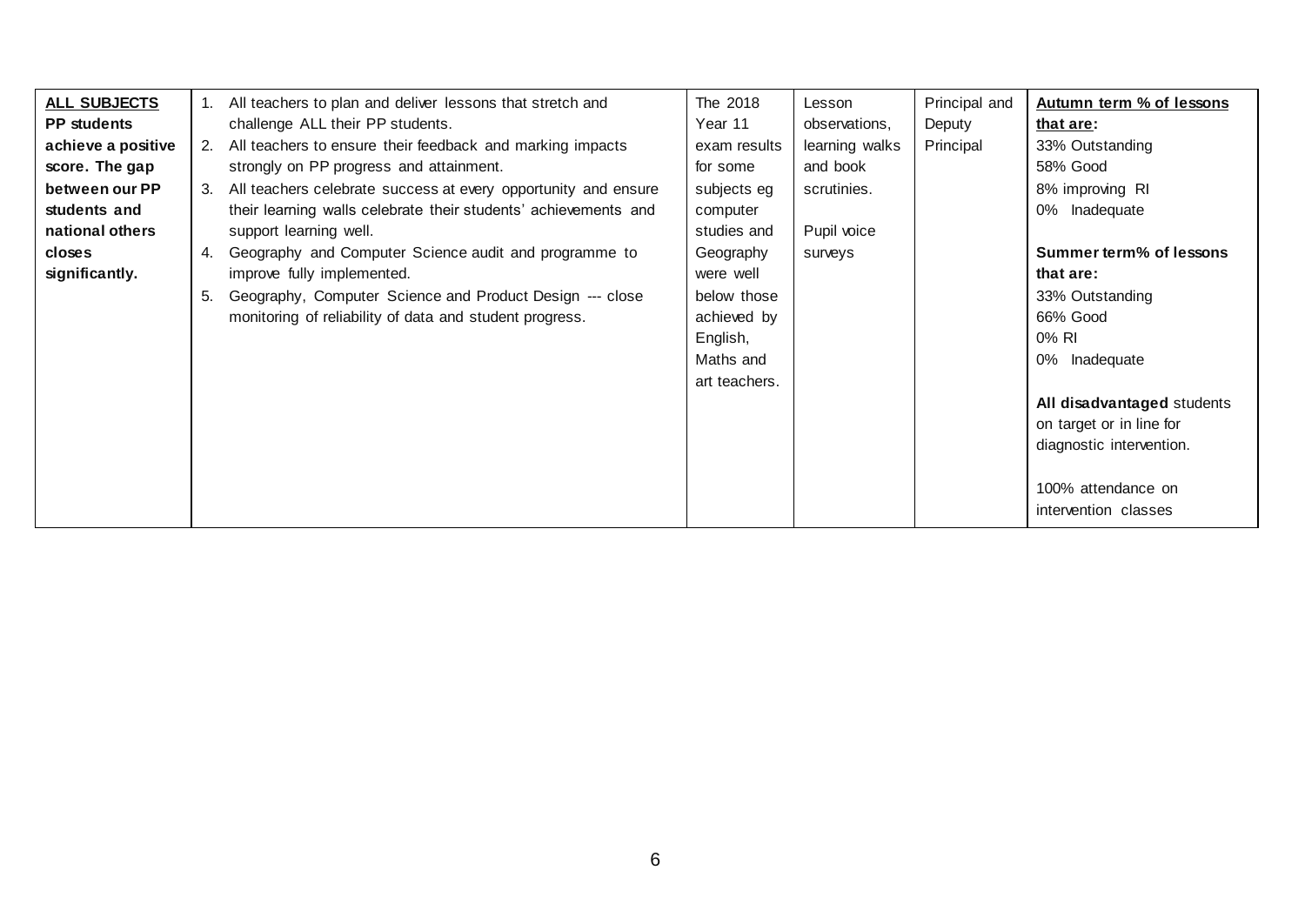| **ALL SUBJECTS** **PP students achieve a positive score. The gap between our PP students and national others closes significantly.** | 1. All teachers to plan and deliver lessons that stretch and challenge ALL their PP students.<br>2. All teachers to ensure their feedback and marking impacts strongly on PP progress and attainment.<br>3. All teachers celebrate success at every opportunity and ensure their learning walls celebrate their students' achievements and support learning well.<br>4. Geography and Computer Science audit and programme to improve fully implemented.<br>5. Geography, Computer Science and Product Design --- close monitoring of reliability of data and student progress. | The 2018 Year 11 exam results for some subjects eg computer studies and Geography were well below those achieved by English, Maths and art teachers. | Lesson observations, learning walks and book scrutinies.<br><br>Pupil voice surveys | Principal and Deputy Principal | **Autumn term % of lessons that are:**<br>33% Outstanding<br>58% Good<br>8% improving RI<br>0% Inadequate<br><br>**Summer term% of lessons that are:**<br>33% Outstanding<br>66% Good<br>0% RI<br>0% Inadequate<br><br>**All disadvantaged** students on target or in line for diagnostic intervention.<br><br>100% attendance on intervention classes |
|---|---|---|---|---|---|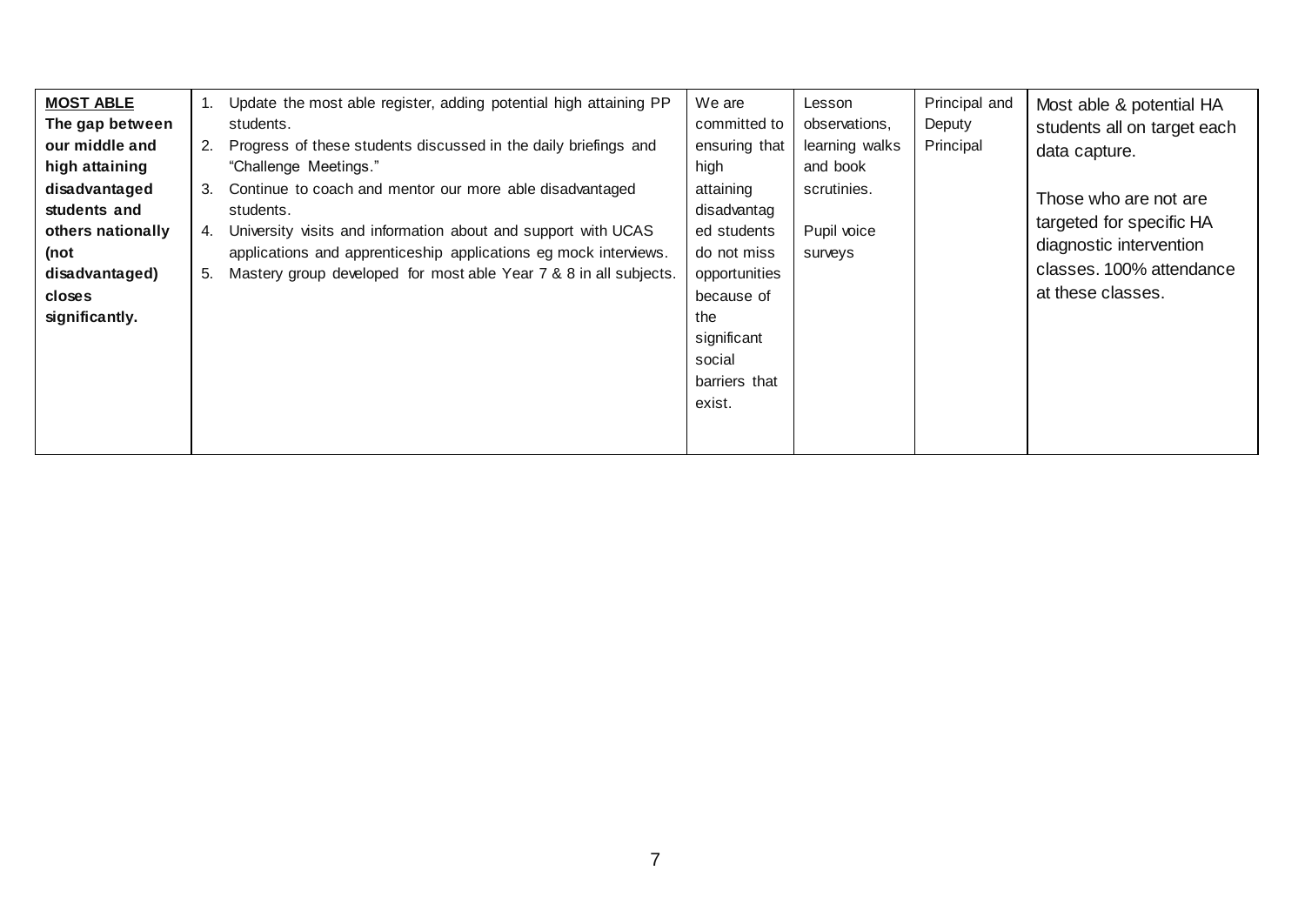| | | | | | |
|---|---|---|---|---|---|
| **<u>MOST ABLE</u>**<br>**The gap between our middle and high attaining disadvantaged students and others nationally (not disadvantaged) closes significantly.** | 1. Update the most able register, adding potential high attaining PP students.<br>2. Progress of these students discussed in the daily briefings and "Challenge Meetings."<br>3. Continue to coach and mentor our more able disadvantaged students.<br>4. University visits and information about and support with UCAS applications and apprenticeship applications eg mock interviews.<br>5. Mastery group developed for most able Year 7 & 8 in all subjects. | We are committed to ensuring that high attaining disadvantaged students do not miss opportunities because of the significant social barriers that exist. | Lesson observations, learning walks and book scrutinies.<br><br>Pupil voice surveys | Principal and Deputy Principal | Most able & potential HA students all on target each data capture.<br><br>Those who are not are targeted for specific HA diagnostic intervention classes. 100% attendance at these classes. |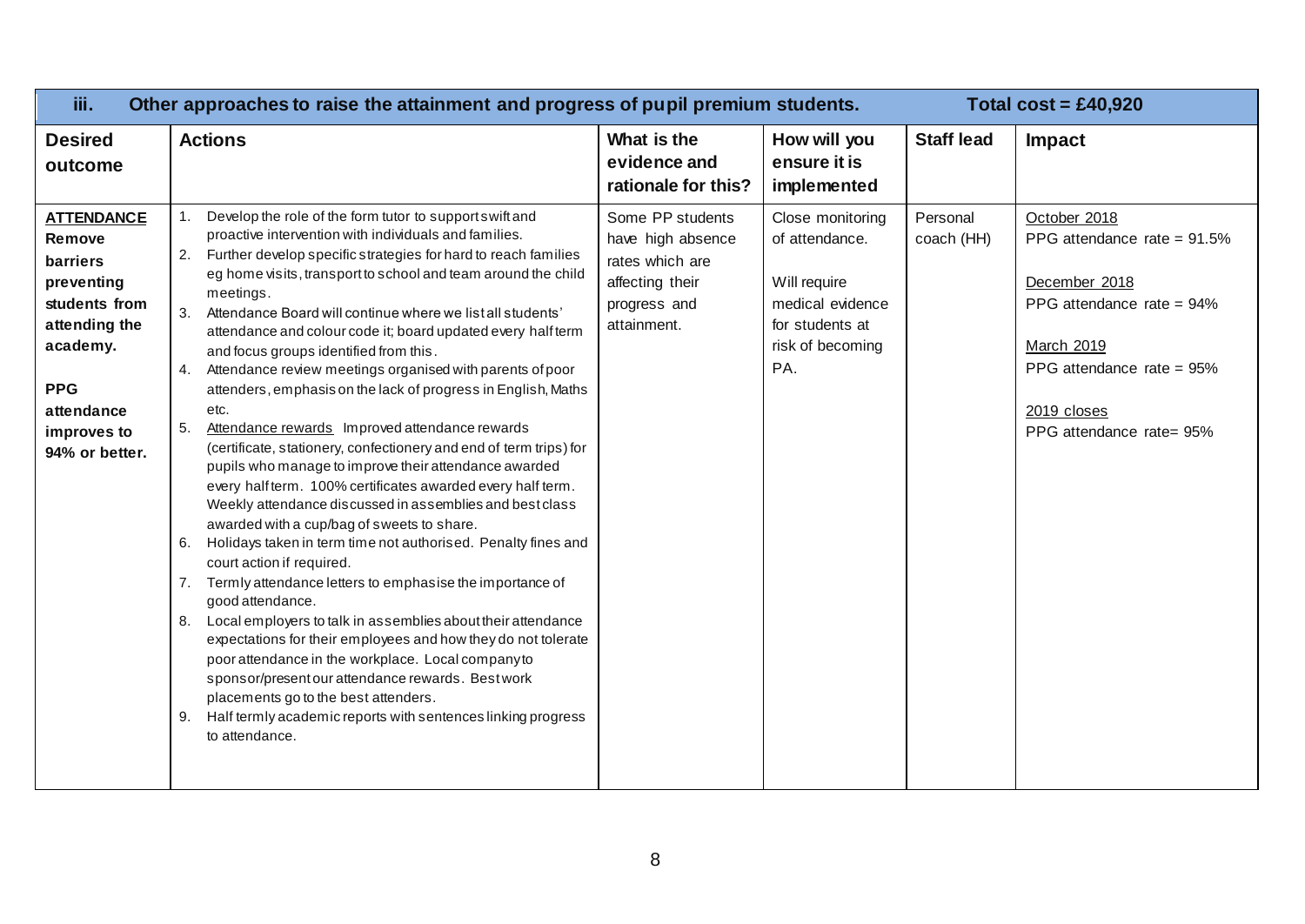| iii. Other approaches to raise the attainment and progress of pupil premium students. | | | | | Total cost = £40,920 |
|---|---|---|---|---|---|
| **Desired outcome** | **Actions** | **What is the evidence and rationale for this?** | **How will you ensure it is implemented** | **Staff lead** | **Impact** |
| **ATTENDANCE**<br>**Remove barriers preventing students from attending the academy.**<br><br>**PPG attendance improves to 94% or better.** | 1. Develop the role of the form tutor to support swift and proactive intervention with individuals and families.<br>2. Further develop specific strategies for hard to reach families eg home visits, transport to school and team around the child meetings.<br>3. Attendance Board will continue where we list all students' attendance and colour code it; board updated every half term and focus groups identified from this.<br>4. Attendance review meetings organised with parents of poor attenders, emphasis on the lack of progress in English, Maths etc.<br>5. Attendance rewards Improved attendance rewards (certificate, stationery, confectionery and end of term trips) for pupils who manage to improve their attendance awarded every half term. 100% certificates awarded every half term. Weekly attendance discussed in assemblies and best class awarded with a cup/bag of sweets to share.<br>6. Holidays taken in term time not authorised. Penalty fines and court action if required.<br>7. Termly attendance letters to emphasise the importance of good attendance.<br>8. Local employers to talk in assemblies about their attendance expectations for their employees and how they do not tolerate poor attendance in the workplace. Local company to sponsor/present our attendance rewards. Best work placements go to the best attenders.<br>9. Half termly academic reports with sentences linking progress to attendance. | Some PP students have high absence rates which are affecting their progress and attainment. | Close monitoring of attendance.<br><br>Will require medical evidence for students at risk of becoming PA. | Personal coach (HH) | October 2018<br>PPG attendance rate = 91.5%<br><br>December 2018<br>PPG attendance rate = 94%<br><br>March 2019<br>PPG attendance rate = 95%<br><br>2019 closes<br>PPG attendance rate= 95% |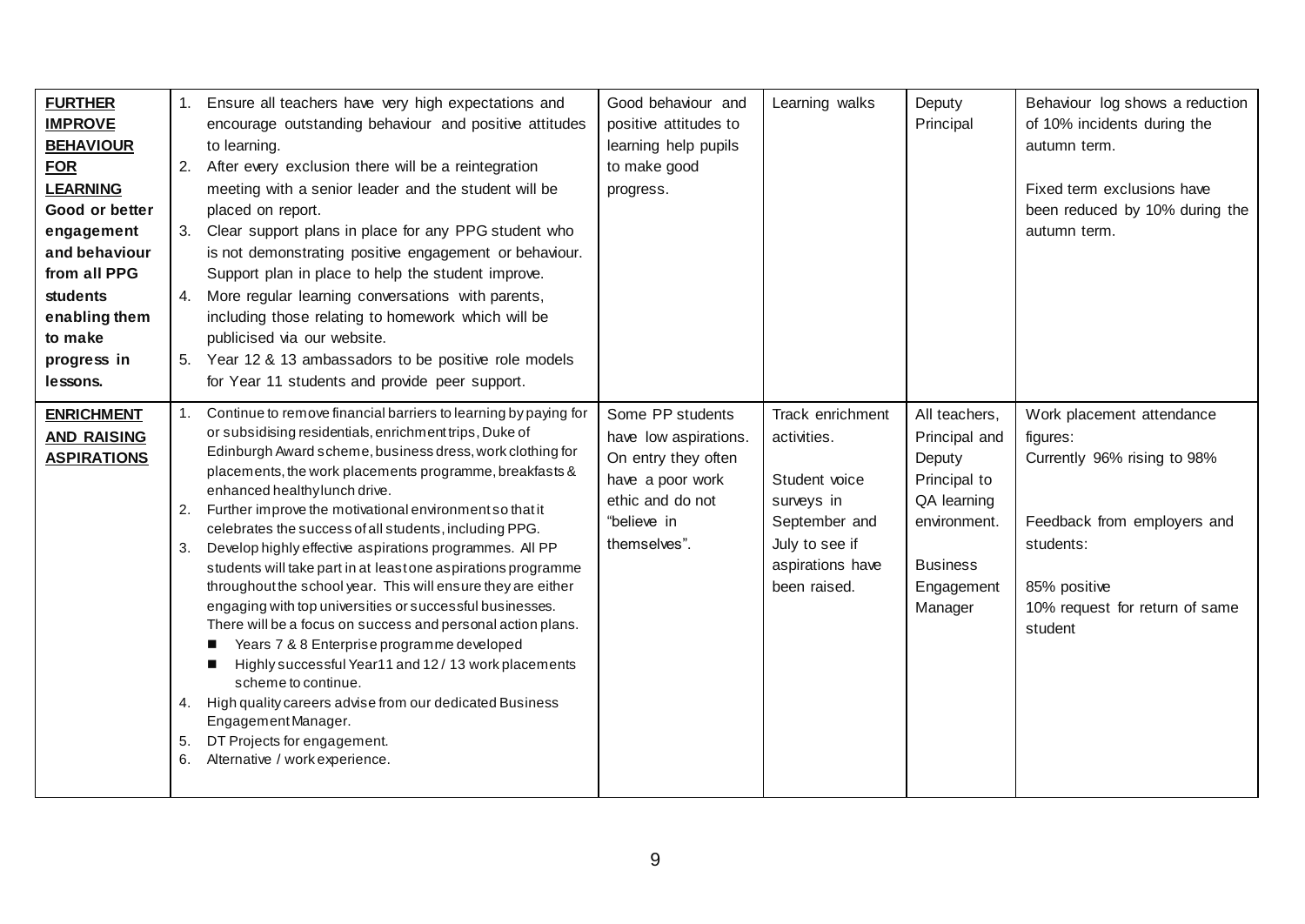| | | | | | |
|---|---|---|---|---|---|
| **FURTHER IMPROVE BEHAVIOUR FOR LEARNING** **Good or better engagement and behaviour from all PPG students enabling them to make progress in lessons.** | 1. Ensure all teachers have very high expectations and encourage outstanding behaviour and positive attitudes to learning.<br>2. After every exclusion there will be a reintegration meeting with a senior leader and the student will be placed on report.<br>3. Clear support plans in place for any PPG student who is not demonstrating positive engagement or behaviour. Support plan in place to help the student improve.<br>4. More regular learning conversations with parents, including those relating to homework which will be publicised via our website.<br>5. Year 12 & 13 ambassadors to be positive role models for Year 11 students and provide peer support. | Good behaviour and positive attitudes to learning help pupils to make good progress. | Learning walks | Deputy Principal | Behaviour log shows a reduction of 10% incidents during the autumn term.<br><br>Fixed term exclusions have been reduced by 10% during the autumn term. |
| **ENRICHMENT AND RAISING ASPIRATIONS** | 1. Continue to remove financial barriers to learning by paying for or subsidising residentials, enrichment trips, Duke of Edinburgh Award scheme, business dress, work clothing for placements, the work placements programme, breakfasts & enhanced healthy lunch drive.<br>2. Further improve the motivational environment so that it celebrates the success of all students, including PPG.<br>3. Develop highly effective aspirations programmes. All PP students will take part in at least one aspirations programme throughout the school year. This will ensure they are either engaging with top universities or successful businesses. There will be a focus on success and personal action plans.<br>■ Years 7 & 8 Enterprise programme developed<br>■ Highly successful Year11 and 12 / 13 work placements scheme to continue.<br>4. High quality careers advise from our dedicated Business Engagement Manager.<br>5. DT Projects for engagement.<br>6. Alternative / work experience. | Some PP students have low aspirations. On entry they often have a poor work ethic and do not "believe in themselves". | Track enrichment activities.<br><br>Student voice surveys in September and July to see if aspirations have been raised. | All teachers, Principal and Deputy Principal to QA learning environment.<br><br>Business Engagement Manager | Work placement attendance figures:<br>Currently 96% rising to 98%<br><br>Feedback from employers and students:<br><br>85% positive<br>10% request for return of same student |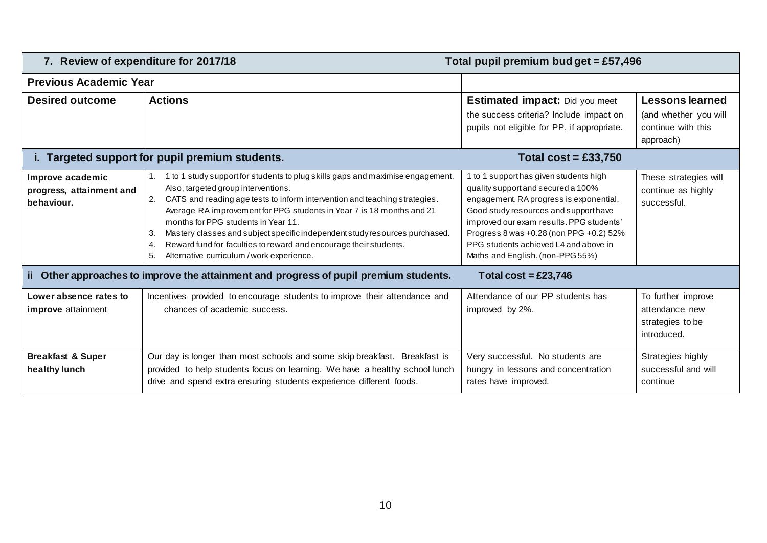| 7. Review of expenditure for 2017/18 | | Total pupil premium budget = £57,496 | |
|---|---|---|---|
| **Previous Academic Year** | | | |
| **Desired outcome** | **Actions** | **Estimated impact:** Did you meet the success criteria? Include impact on pupils not eligible for PP, if appropriate. | **Lessons learned** (and whether you will continue with this approach) |
| **i. Targeted support for pupil premium students.** | | **Total cost = £33,750** | |
| **Improve academic progress, attainment and behaviour.** | 1. 1 to 1 study support for students to plug skills gaps and maximise engagement. Also, targeted group interventions.<br>2. CATS and reading age tests to inform intervention and teaching strategies. Average RA improvement for PPG students in Year 7 is 18 months and 21 months for PPG students in Year 11.<br>3. Mastery classes and subject specific independent study resources purchased.<br>4. Reward fund for faculties to reward and encourage their students.<br>5. Alternative curriculum / work experience. | 1 to 1 support has given students high quality support and secured a 100% engagement. RA progress is exponential. Good study resources and support have improved our exam results. PPG students' Progress 8 was +0.28 (non PPG +0.2) 52% PPG students achieved L4 and above in Maths and English. (non-PPG 55%) | These strategies will continue as highly successful. |
| **ii Other approaches to improve the attainment and progress of pupil premium students.** | | **Total cost = £23,746** | |
| **Lower absence rates to improve** attainment | Incentives provided to encourage students to improve their attendance and chances of academic success. | Attendance of our PP students has improved by 2%. | To further improve attendance new strategies to be introduced. |
| **Breakfast & Super healthy lunch** | Our day is longer than most schools and some skip breakfast. Breakfast is provided to help students focus on learning. We have a healthy school lunch drive and spend extra ensuring students experience different foods. | Very successful. No students are hungry in lessons and concentration rates have improved. | Strategies highly successful and will continue |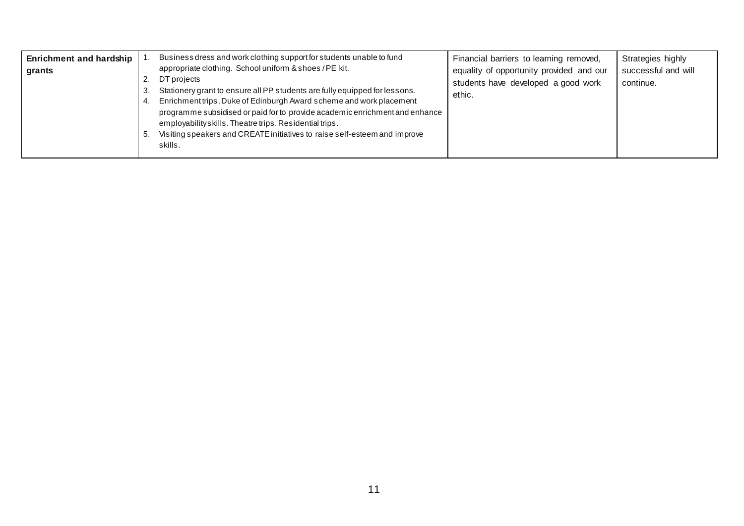| | | | |
|---|---|---|---|
| **Enrichment and hardship grants** | 1. Business dress and work clothing support for students unable to fund appropriate clothing. School uniform & shoes / PE kit.<br>2. DT projects<br>3. Stationery grant to ensure all PP students are fully equipped for lessons.<br>4. Enrichment trips, Duke of Edinburgh Award scheme and work placement programme subsidised or paid for to provide academic enrichment and enhance employability skills. Theatre trips. Residential trips.<br>5. Visiting speakers and CREATE initiatives to raise self-esteem and improve skills. | Financial barriers to learning removed, equality of opportunity provided and our students have developed a good work ethic. | Strategies highly successful and will continue. |